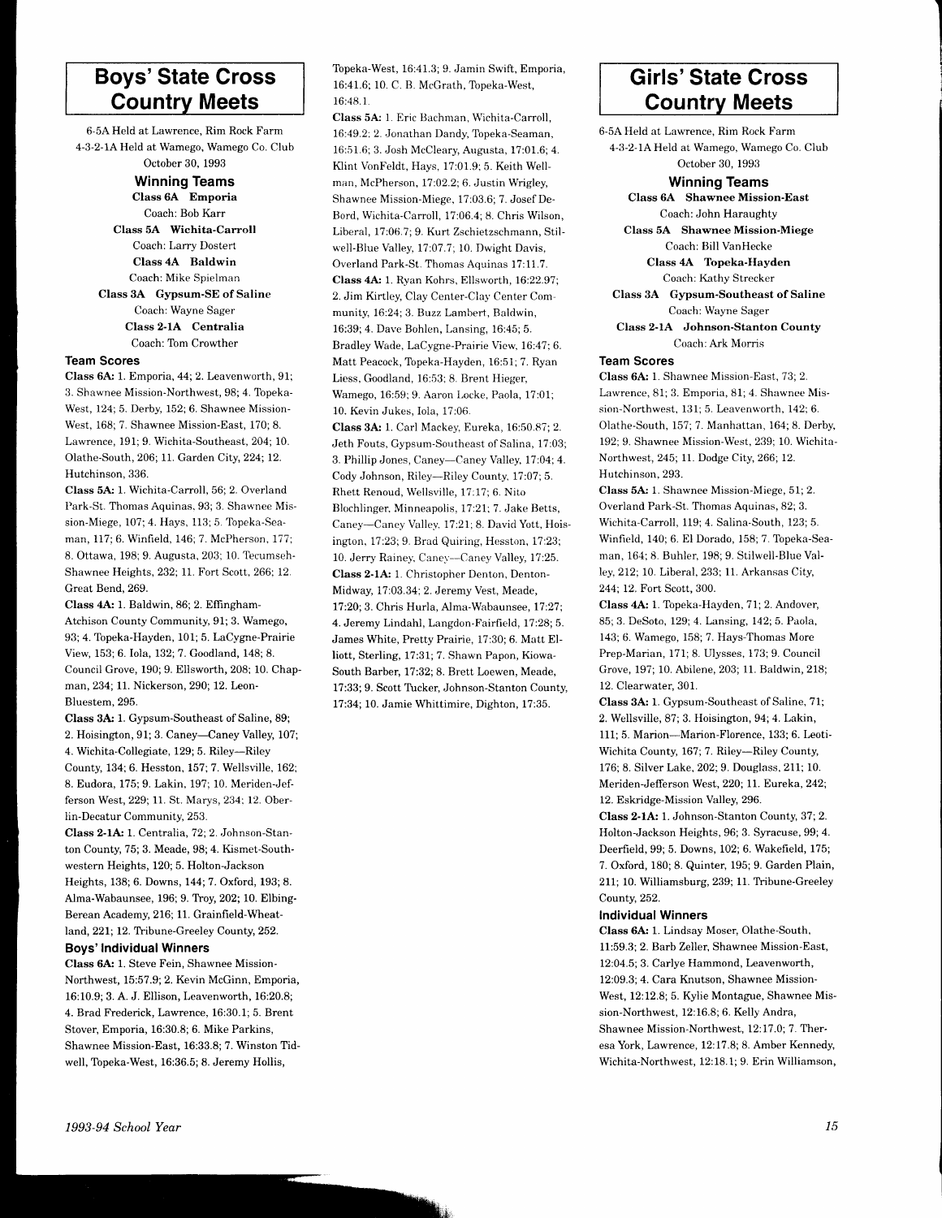## Boys' State Cross Country Meets

6-5A Held at Lawrence, Rim Rock Farm
4-3-2-1A Held at Wamego, Wamego Co. Club
October 30, 1993

### Winning Teams

**Class 6A Emporia**
Coach: Bob Karr

**Class 5A Wichita-Carroll**
Coach: Larry Dostert

**Class 4A Baldwin**
Coach: Mike Spielman

**Class 3A Gypsum-SE of Saline**
Coach: Wayne Sager

**Class 2-1A Centralia**
Coach: Tom Crowther

### Team Scores

**Class 6A:** 1. Emporia, 44; 2. Leavenworth, 91; 3. Shawnee Mission-Northwest, 98; 4. Topeka-West, 124; 5. Derby, 152; 6. Shawnee Mission-West, 168; 7. Shawnee Mission-East, 170; 8. Lawrence, 191; 9. Wichita-Southeast, 204; 10. Olathe-South, 206; 11. Garden City, 224; 12. Hutchinson, 336.

**Class 5A:** 1. Wichita-Carroll, 56; 2. Overland Park-St. Thomas Aquinas, 93; 3. Shawnee Mission-Miege, 107; 4. Hays, 113; 5. Topeka-Seaman, 117; 6. Winfield, 146; 7. McPherson, 177; 8. Ottawa, 198; 9. Augusta, 203; 10. Tecumseh-Shawnee Heights, 232; 11. Fort Scott, 266; 12. Great Bend, 269.

**Class 4A:** 1. Baldwin, 86; 2. Effingham-Atchison County Community, 91; 3. Wamego, 93; 4. Topeka-Hayden, 101; 5. LaCygne-Prairie View, 153; 6. Iola, 132; 7. Goodland, 148; 8. Council Grove, 190; 9. Ellsworth, 208; 10. Chapman, 234; 11. Nickerson, 290; 12. Leon-Bluestem, 295.

**Class 3A:** 1. Gypsum-Southeast of Saline, 89; 2. Hoisington, 91; 3. Caney—Caney Valley, 107; 4. Wichita-Collegiate, 129; 5. Riley—Riley County, 134; 6. Hesston, 157; 7. Wellsville, 162; 8. Eudora, 175; 9. Lakin, 197; 10. Meriden-Jefferson West, 229; 11. St. Marys, 234; 12. Oberlin-Decatur Community, 253.

**Class 2-1A:** 1. Centralia, 72; 2. Johnson-Stanton County, 75; 3. Meade, 98; 4. Kismet-Southwestern Heights, 120; 5. Holton-Jackson Heights, 138; 6. Downs, 144; 7. Oxford, 193; 8. Alma-Wabaunsee, 196; 9. Troy, 202; 10. Elbing-Berean Academy, 216; 11. Grainfield-Wheatland, 221; 12. Tribune-Greeley County, 252.

### Boys' Individual Winners

**Class 6A:** 1. Steve Fein, Shawnee Mission-Northwest, 15:57.9; 2. Kevin McGinn, Emporia, 16:10.9; 3. A. J. Ellison, Leavenworth, 16:20.8; 4. Brad Frederick, Lawrence, 16:30.1; 5. Brent Stover, Emporia, 16:30.8; 6. Mike Parkins, Shawnee Mission-East, 16:33.8; 7. Winston Tidwell, Topeka-West, 16:36.5; 8. Jeremy Hollis, Topeka-West, 16:41.3; 9. Jamin Swift, Emporia, 16:41.6; 10. C. B. McGrath, Topeka-West, 16:48.1.

**Class 5A:** 1. Eric Bachman, Wichita-Carroll, 16:49.2; 2. Jonathan Dandy, Topeka-Seaman, 16:51.6; 3. Josh McCleary, Augusta, 17:01.6; 4. Klint VonFeldt, Hays, 17:01.9; 5. Keith Wellman, McPherson, 17:02.2; 6. Justin Wrigley, Shawnee Mission-Miege, 17:03.6; 7. Josef DeBord, Wichita-Carroll, 17:06.4; 8. Chris Wilson, Liberal, 17:06.7; 9. Kurt Zschietzschmann, Stilwell-Blue Valley, 17:07.7; 10. Dwight Davis, Overland Park-St. Thomas Aquinas 17:11.7.

**Class 4A:** 1. Ryan Kohrs, Ellsworth, 16:22.97; 2. Jim Kirtley, Clay Center-Clay Center Community, 16:24; 3. Buzz Lambert, Baldwin, 16:39; 4. Dave Bohlen, Lansing, 16:45; 5. Bradley Wade, LaCygne-Prairie View, 16:47; 6. Matt Peacock, Topeka-Hayden, 16:51; 7. Ryan Liess, Goodland, 16:53; 8. Brent Hieger, Wamego, 16:59; 9. Aaron Locke, Paola, 17:01; 10. Kevin Jukes, Iola, 17:06.

**Class 3A:** 1. Carl Mackey, Eureka, 16:50.87; 2. Jeth Fouts, Gypsum-Southeast of Salina, 17:03; 3. Phillip Jones, Caney—Caney Valley, 17:04; 4. Cody Johnson, Riley—Riley County, 17:07; 5. Rhett Renoud, Wellsville, 17:17; 6. Nito Blochlinger, Minneapolis, 17:21; 7. Jake Betts, Caney—Caney Valley, 17:21; 8. David Yott, Hoisington, 17:23; 9. Brad Quiring, Hesston, 17:23; 10. Jerry Rainey, Caney—Caney Valley, 17:25.

**Class 2-1A:** 1. Christopher Denton, Denton-Midway, 17:03.34; 2. Jeremy Vest, Meade, 17:20; 3. Chris Hurla, Alma-Wabaunsee, 17:27; 4. Jeremy Lindahl, Langdon-Fairfield, 17:28; 5. James White, Pretty Prairie, 17:30; 6. Matt Elliott, Sterling, 17:31; 7. Shawn Papon, Kiowa-South Barber, 17:32; 8. Brett Loewen, Meade, 17:33; 9. Scott Tucker, Johnson-Stanton County, 17:34; 10. Jamie Whittimire, Dighton, 17:35.

## Girls' State Cross Country Meets

6-5A Held at Lawrence, Rim Rock Farm
4-3-2-1A Held at Wamego, Wamego Co. Club
October 30, 1993

### Winning Teams

**Class 6A Shawnee Mission-East**
Coach: John Haraughty

**Class 5A Shawnee Mission-Miege**
Coach: Bill VanHecke

**Class 4A Topeka-Hayden**
Coach: Kathy Strecker

**Class 3A Gypsum-Southeast of Saline**
Coach: Wayne Sager

**Class 2-1A Johnson-Stanton County**
Coach: Ark Morris

### Team Scores

**Class 6A:** 1. Shawnee Mission-East, 73; 2. Lawrence, 81; 3. Emporia, 81; 4. Shawnee Mission-Northwest, 131; 5. Leavenworth, 142; 6. Olathe-South, 157; 7. Manhattan, 164; 8. Derby, 192; 9. Shawnee Mission-West, 239; 10. Wichita-Northwest, 245; 11. Dodge City, 266; 12. Hutchinson, 293.

**Class 5A:** 1. Shawnee Mission-Miege, 51; 2. Overland Park-St. Thomas Aquinas, 82; 3. Wichita-Carroll, 119; 4. Salina-South, 123; 5. Winfield, 140; 6. El Dorado, 158; 7. Topeka-Seaman, 164; 8. Buhler, 198; 9. Stilwell-Blue Valley, 212; 10. Liberal, 233; 11. Arkansas City, 244; 12. Fort Scott, 300.

**Class 4A:** 1. Topeka-Hayden, 71; 2. Andover, 85; 3. DeSoto, 129; 4. Lansing, 142; 5. Paola, 143; 6. Wamego, 158; 7. Hays-Thomas More Prep-Marian, 171; 8. Ulysses, 173; 9. Council Grove, 197; 10. Abilene, 203; 11. Baldwin, 218; 12. Clearwater, 301.

**Class 3A:** 1. Gypsum-Southeast of Saline, 71; 2. Wellsville, 87; 3. Hoisington, 94; 4. Lakin, 111; 5. Marion—Marion-Florence, 133; 6. Leoti-Wichita County, 167; 7. Riley—Riley County, 176; 8. Silver Lake, 202; 9. Douglass, 211; 10. Meriden-Jefferson West, 220; 11. Eureka, 242; 12. Eskridge-Mission Valley, 296.

**Class 2-1A:** 1. Johnson-Stanton County, 37; 2. Holton-Jackson Heights, 96; 3. Syracuse, 99; 4. Deerfield, 99; 5. Downs, 102; 6. Wakefield, 175; 7. Oxford, 180; 8. Quinter, 195; 9. Garden Plain, 211; 10. Williamsburg, 239; 11. Tribune-Greeley County, 252.

### Individual Winners

**Class 6A:** 1. Lindsay Moser, Olathe-South, 11:59.3; 2. Barb Zeller, Shawnee Mission-East, 12:04.5; 3. Carlye Hammond, Leavenworth, 12:09.3; 4. Cara Knutson, Shawnee Mission-West, 12:12.8; 5. Kylie Montague, Shawnee Mission-Northwest, 12:16.8; 6. Kelly Andra, Shawnee Mission-Northwest, 12:17.0; 7. Theresa York, Lawrence, 12:17.8; 8. Amber Kennedy, Wichita-Northwest, 12:18.1; 9. Erin Williamson,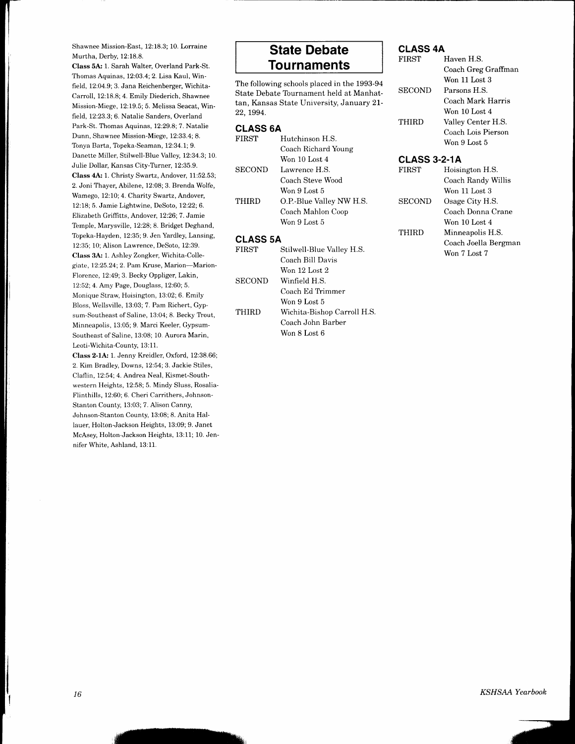Shawnee Mission-East, 12:18.3; 10. Lorraine Murtha, Derby, 12:18.8.

**Class 5A:** 1. Sarah Walter, Overland Park-St. Thomas Aquinas, 12:03.4; 2. Lisa Kaul, Winfield, 12:04.9; 3. Jana Reichenberger, Wichita-Carroll, 12:18.8; 4. Emily Diederich, Shawnee Mission-Miege, 12:19.5; 5. Melissa Seacat, Winfield, 12:23.3; 6. Natalie Sanders, Overland Park-St. Thomas Aquinas, 12:29.8; 7. Natalie Dunn, Shawnee Mission-Miege, 12:33.4; 8. Tonya Barta, Topeka-Seaman, 12:34.1; 9. Danette Miller, Stilwell-Blue Valley, 12:34.3; 10. Julie Dollar, Kansas City-Turner, 12:35.9.

**Class 4A:** 1. Christy Swartz, Andover, 11:52.53; 2. Joni Thayer, Abilene, 12:08; 3. Brenda Wolfe, Wamego, 12:10; 4. Charity Swartz, Andover, 12:18; 5. Jamie Lightwine, DeSoto, 12:22; 6. Elizabeth Griffitts, Andover, 12:26; 7. Jamie Temple, Marysville, 12:28; 8. Bridget Deghand, Topeka-Hayden, 12:35; 9. Jen Yardley, Lansing, 12:35; 10; Alison Lawrence, DeSoto, 12:39.

**Class 3A:** 1. Ashley Zongker, Wichita-Collegiate, 12:25.24; 2. Pam Kruse, Marion—Marion-Florence, 12:49; 3. Becky Oppliger, Lakin, 12:52; 4. Amy Page, Douglass, 12:60; 5. Monique Straw, Hoisington, 13:02; 6. Emily Bloss, Wellsville, 13:03; 7. Pam Richert, Gypsum-Southeast of Saline, 13:04; 8. Becky Trout, Minneapolis, 13:05; 9. Marci Keeler, Gypsum-Southeast of Saline, 13:08; 10. Aurora Marin, Leoti-Wichita-County, 13:11.

**Class 2-1A:** 1. Jenny Kreidler, Oxford, 12:38.66; 2. Kim Bradley, Downs, 12:54; 3. Jackie Stiles, Claflin, 12:54; 4. Andrea Neal, Kismet-Southwestern Heights, 12:58; 5. Mindy Sluss, Rosalia-Flinthills, 12:60; 6. Cheri Carrithers, Johnson-Stanton County, 13:03; 7. Alison Canny, Johnson-Stanton County, 13:08; 8. Anita Hallauer, Holton-Jackson Heights, 13:09; 9. Janet McAsey, Holton-Jackson Heights, 13:11; 10. Jennifer White, Ashland, 13:11.

# State Debate Tournaments

The following schools placed in the 1993-94 State Debate Tournament held at Manhattan, Kansas State University, January 21-22, 1994.

## CLASS 6A

| | |
|---|---|
| FIRST | Hutchinson H.S.<br>Coach Richard Young<br>Won 10 Lost 4 |
| SECOND | Lawrence H.S.<br>Coach Steve Wood<br>Won 9 Lost 5 |
| THIRD | O.P.-Blue Valley NW H.S.<br>Coach Mahlon Coop<br>Won 9 Lost 5 |

## CLASS 5A

| | |
|---|---|
| FIRST | Stilwell-Blue Valley H.S.<br>Coach Bill Davis<br>Won 12 Lost 2 |
| SECOND | Winfield H.S.<br>Coach Ed Trimmer<br>Won 9 Lost 5 |
| THIRD | Wichita-Bishop Carroll H.S.<br>Coach John Barber<br>Won 8 Lost 6 |

## CLASS 4A

| | |
|---|---|
| FIRST | Haven H.S.<br>Coach Greg Graffman<br>Won 11 Lost 3 |
| SECOND | Parsons H.S.<br>Coach Mark Harris<br>Won 10 Lost 4 |
| THIRD | Valley Center H.S.<br>Coach Lois Pierson<br>Won 9 Lost 5 |

## CLASS 3-2-1A

| | |
|---|---|
| FIRST | Hoisington H.S.<br>Coach Randy Willis<br>Won 11 Lost 3 |
| SECOND | Osage City H.S.<br>Coach Donna Crane<br>Won 10 Lost 4 |
| THIRD | Minneapolis H.S.<br>Coach Joella Bergman<br>Won 7 Lost 7 |